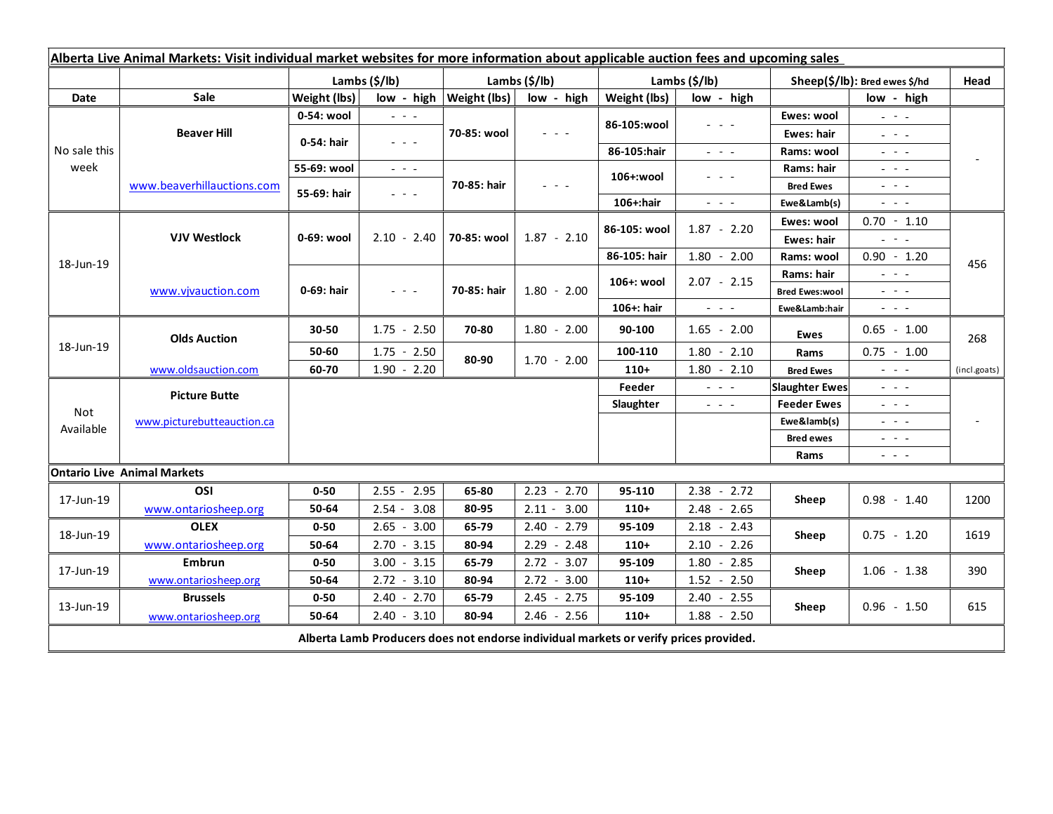**Alberta Live Animal Markets: Visit individual market websites for more information about applicable auction fees and upcoming sales**

| Date | Sale | Lambs ($/lb) | | Lambs ($/lb) | | Lambs ($/lb) | | Sheep($/lb): Bred ewes $/hd | | Head |
|---|---|---|---|---|---|---|---|---|---|---|
| | | Weight (lbs) | low - high | Weight (lbs) | low - high | Weight (lbs) | low - high | | low - high | |
| No sale this week | Beaver Hill | 0-54: wool | - - - | 70-85: wool | - - - | 86-105:wool | - - - | Ewes: wool | - - - | - |
| | | 0-54: hair | - - - | | | | | Ewes: hair | - - - | |
| | | | | | | 86-105:hair | - - - | Rams: wool | - - - | |
| | | 55-69: wool | - - - | 70-85: hair | - - - | 106+:wool | - - - | Rams: hair | - - - | |
| | www.beaverhillauctions.com | 55-69: hair | - - - | | | | | Bred Ewes | - - - | |
| | | | | | | 106+:hair | - - - | Ewe&Lamb(s) | - - - | |
| 18-Jun-19 | VJV Westlock | 0-69: wool | 2.10 - 2.40 | 70-85: wool | 1.87 - 2.10 | 86-105: wool | 1.87 - 2.20 | Ewes: wool | 0.70 - 1.10 | 456 |
| | | | | | | | | Ewes: hair | - - - | |
| | | | | | | 86-105: hair | 1.80 - 2.00 | Rams: wool | 0.90 - 1.20 | |
| | www.vjvauction.com | 0-69: hair | - - - | 70-85: hair | 1.80 - 2.00 | 106+: wool | 2.07 - 2.15 | Rams: hair | - - - | |
| | | | | | | | | Bred Ewes:wool | - - - | |
| | | | | | | 106+: hair | - - - | Ewe&Lamb:hair | - - - | |
| 18-Jun-19 | Olds Auction | 30-50 | 1.75 - 2.50 | 70-80 | 1.80 - 2.00 | 90-100 | 1.65 - 2.00 | Ewes | 0.65 - 1.00 | 268 |
| | | 50-60 | 1.75 - 2.50 | 80-90 | 1.70 - 2.00 | 100-110 | 1.80 - 2.10 | Rams | 0.75 - 1.00 | |
| | www.oldsauction.com | 60-70 | 1.90 - 2.20 | | | 110+ | 1.80 - 2.10 | Bred Ewes | - - - | (incl.goats) |
| Not Available | Picture Butte | | | | | Feeder | - - - | Slaughter Ewes | - - - | - |
| | www.picturebutteauction.ca | | | | | Slaughter | - - - | Feeder Ewes | - - - | |
| | | | | | | | | Ewe&lamb(s) | - - - | |
| | | | | | | | | Bred ewes | - - - | |
| | | | | | | | | Rams | - - - | |
| **Ontario Live Animal Markets** | | | | | | | | | | |
| 17-Jun-19 | OSI | 0-50 | 2.55 - 2.95 | 65-80 | 2.23 - 2.70 | 95-110 | 2.38 - 2.72 | Sheep | 0.98 - 1.40 | 1200 |
| | www.ontariosheep.org | 50-64 | 2.54 - 3.08 | 80-95 | 2.11 - 3.00 | 110+ | 2.48 - 2.65 | | | |
| 18-Jun-19 | OLEX | 0-50 | 2.65 - 3.00 | 65-79 | 2.40 - 2.79 | 95-109 | 2.18 - 2.43 | Sheep | 0.75 - 1.20 | 1619 |
| | www.ontariosheep.org | 50-64 | 2.70 - 3.15 | 80-94 | 2.29 - 2.48 | 110+ | 2.10 - 2.26 | | | |
| 17-Jun-19 | Embrun | 0-50 | 3.00 - 3.15 | 65-79 | 2.72 - 3.07 | 95-109 | 1.80 - 2.85 | Sheep | 1.06 - 1.38 | 390 |
| | www.ontariosheep.org | 50-64 | 2.72 - 3.10 | 80-94 | 2.72 - 3.00 | 110+ | 1.52 - 2.50 | | | |
| 13-Jun-19 | Brussels | 0-50 | 2.40 - 2.70 | 65-79 | 2.45 - 2.75 | 95-109 | 2.40 - 2.55 | Sheep | 0.96 - 1.50 | 615 |
| | www.ontariosheep.org | 50-64 | 2.40 - 3.10 | 80-94 | 2.46 - 2.56 | 110+ | 1.88 - 2.50 | | | |

**Alberta Lamb Producers does not endorse individual markets or verify prices provided.**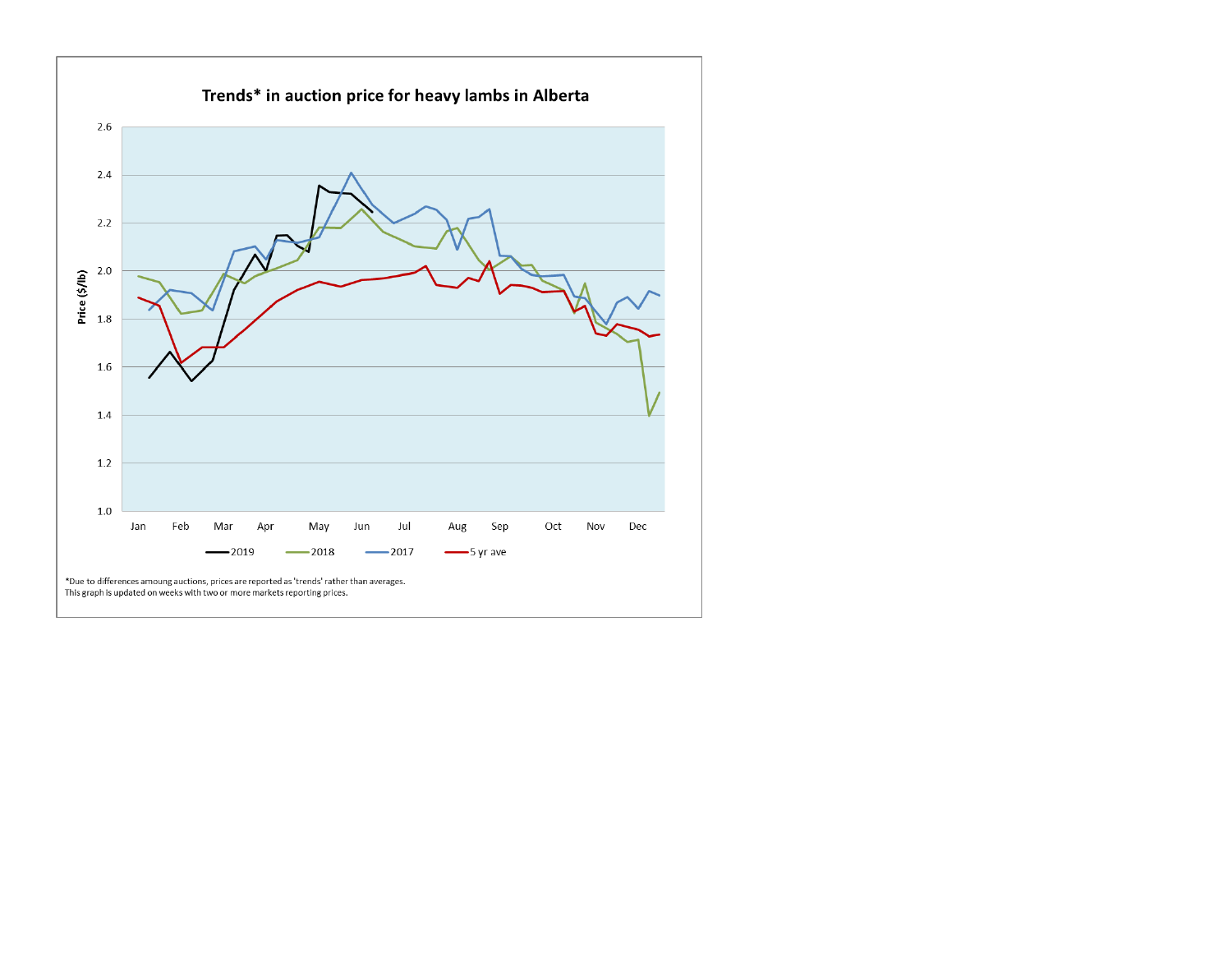## Trends* in auction price for heavy lambs in Alberta

Price ($/lb)

2.6
2.4
2.2
2.0
1.8
1.6
1.4
1.2
1.0

Jan Feb Mar Apr May Jun Jul Aug Sep Oct Nov Dec

2019 2018 2017 5 yr ave

*Due to differences amoung auctions, prices are reported as 'trends' rather than averages.
This graph is updated on weeks with two or more markets reporting prices.